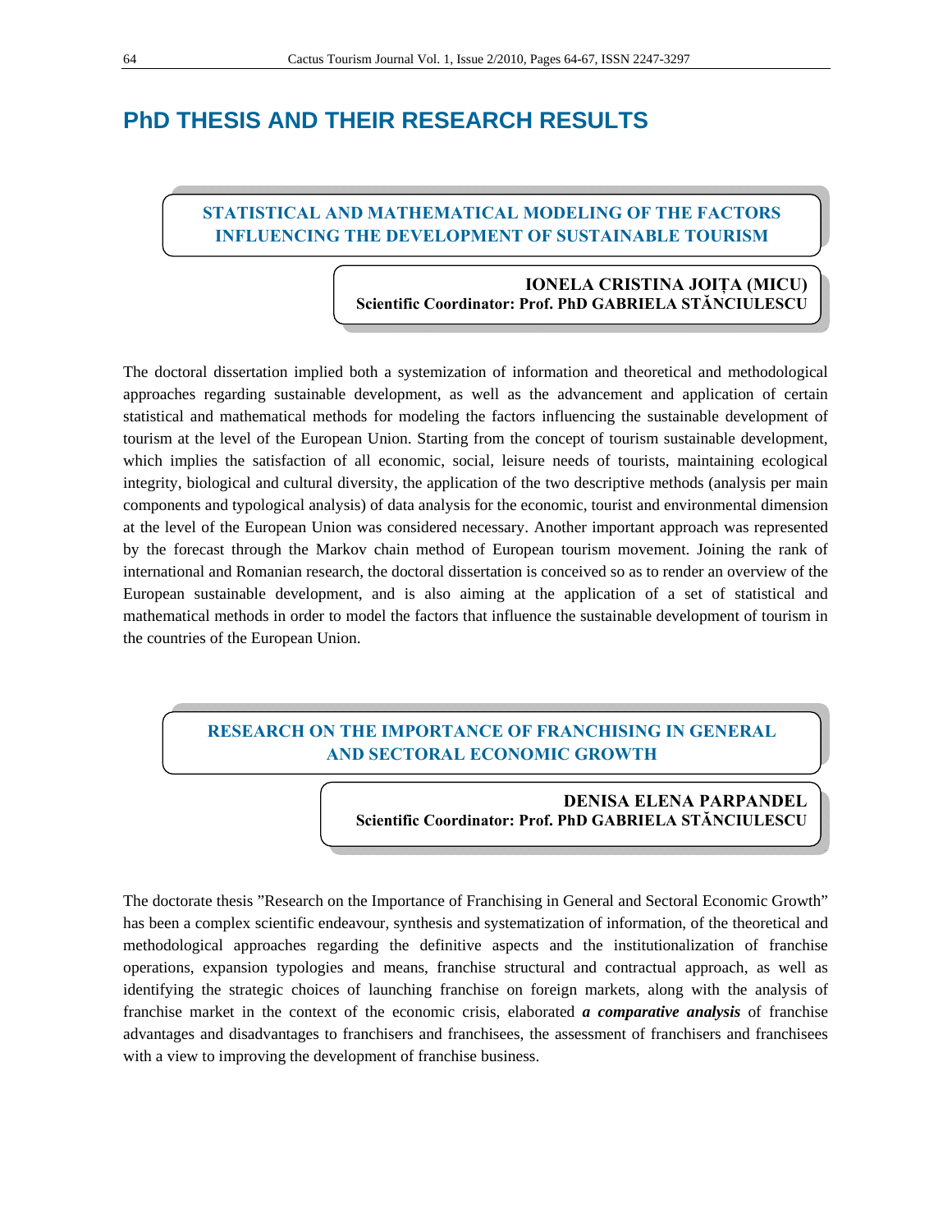# PhD THESIS AND THEIR RESEARCH RESULTS

## STATISTICAL AND MATHEMATICAL MODELING OF THE FACTORS INFLUENCING THE DEVELOPMENT OF SUSTAINABLE TOURISM

**IONELA CRISTINA JOIȚA (MICU)**
**Scientific Coordinator: Prof. PhD GABRIELA STĂNCIULESCU**

The doctoral dissertation implied both a systemization of information and theoretical and methodological approaches regarding sustainable development, as well as the advancement and application of certain statistical and mathematical methods for modeling the factors influencing the sustainable development of tourism at the level of the European Union. Starting from the concept of tourism sustainable development, which implies the satisfaction of all economic, social, leisure needs of tourists, maintaining ecological integrity, biological and cultural diversity, the application of the two descriptive methods (analysis per main components and typological analysis) of data analysis for the economic, tourist and environmental dimension at the level of the European Union was considered necessary. Another important approach was represented by the forecast through the Markov chain method of European tourism movement. Joining the rank of international and Romanian research, the doctoral dissertation is conceived so as to render an overview of the European sustainable development, and is also aiming at the application of a set of statistical and mathematical methods in order to model the factors that influence the sustainable development of tourism in the countries of the European Union.

## RESEARCH ON THE IMPORTANCE OF FRANCHISING IN GENERAL AND SECTORAL ECONOMIC GROWTH

**DENISA ELENA PARPANDEL**
**Scientific Coordinator: Prof. PhD GABRIELA STĂNCIULESCU**

The doctorate thesis ”Research on the Importance of Franchising in General and Sectoral Economic Growth” has been a complex scientific endeavour, synthesis and systematization of information, of the theoretical and methodological approaches regarding the definitive aspects and the institutionalization of franchise operations, expansion typologies and means, franchise structural and contractual approach, as well as identifying the strategic choices of launching franchise on foreign markets, along with the analysis of franchise market in the context of the economic crisis, elaborated ***a comparative analysis*** of franchise advantages and disadvantages to franchisers and franchisees, the assessment of franchisers and franchisees with a view to improving the development of franchise business.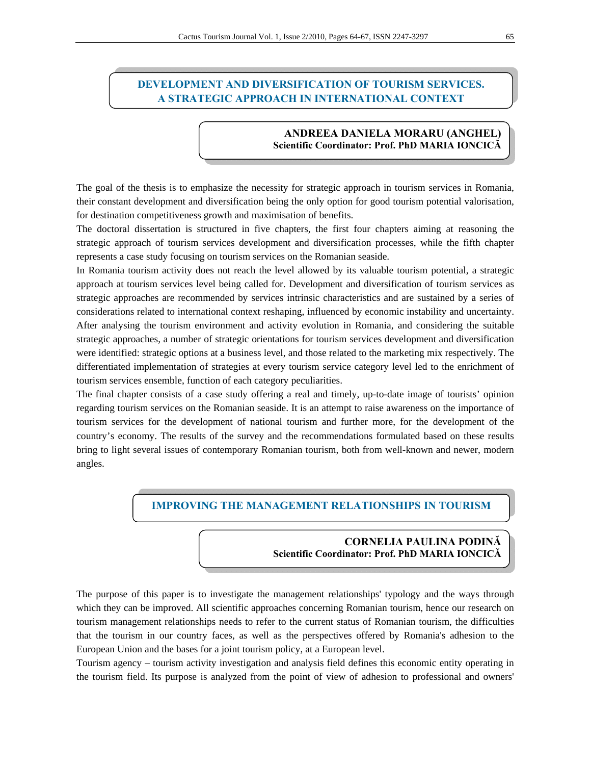## DEVELOPMENT AND DIVERSIFICATION OF TOURISM SERVICES. A STRATEGIC APPROACH IN INTERNATIONAL CONTEXT

**ANDREEA DANIELA MORARU (ANGHEL)**
**Scientific Coordinator: Prof. PhD MARIA IONCICĂ**

The goal of the thesis is to emphasize the necessity for strategic approach in tourism services in Romania, their constant development and diversification being the only option for good tourism potential valorisation, for destination competitiveness growth and maximisation of benefits.

The doctoral dissertation is structured in five chapters, the first four chapters aiming at reasoning the strategic approach of tourism services development and diversification processes, while the fifth chapter represents a case study focusing on tourism services on the Romanian seaside.

In Romania tourism activity does not reach the level allowed by its valuable tourism potential, a strategic approach at tourism services level being called for. Development and diversification of tourism services as strategic approaches are recommended by services intrinsic characteristics and are sustained by a series of considerations related to international context reshaping, influenced by economic instability and uncertainty. After analysing the tourism environment and activity evolution in Romania, and considering the suitable strategic approaches, a number of strategic orientations for tourism services development and diversification were identified: strategic options at a business level, and those related to the marketing mix respectively. The differentiated implementation of strategies at every tourism service category level led to the enrichment of tourism services ensemble, function of each category peculiarities.

The final chapter consists of a case study offering a real and timely, up-to-date image of tourists' opinion regarding tourism services on the Romanian seaside. It is an attempt to raise awareness on the importance of tourism services for the development of national tourism and further more, for the development of the country's economy. The results of the survey and the recommendations formulated based on these results bring to light several issues of contemporary Romanian tourism, both from well-known and newer, modern angles.

## IMPROVING THE MANAGEMENT RELATIONSHIPS IN TOURISM

**CORNELIA PAULINA PODINĂ**
**Scientific Coordinator: Prof. PhD MARIA IONCICĂ**

The purpose of this paper is to investigate the management relationships' typology and the ways through which they can be improved. All scientific approaches concerning Romanian tourism, hence our research on tourism management relationships needs to refer to the current status of Romanian tourism, the difficulties that the tourism in our country faces, as well as the perspectives offered by Romania's adhesion to the European Union and the bases for a joint tourism policy, at a European level.

Tourism agency – tourism activity investigation and analysis field defines this economic entity operating in the tourism field. Its purpose is analyzed from the point of view of adhesion to professional and owners'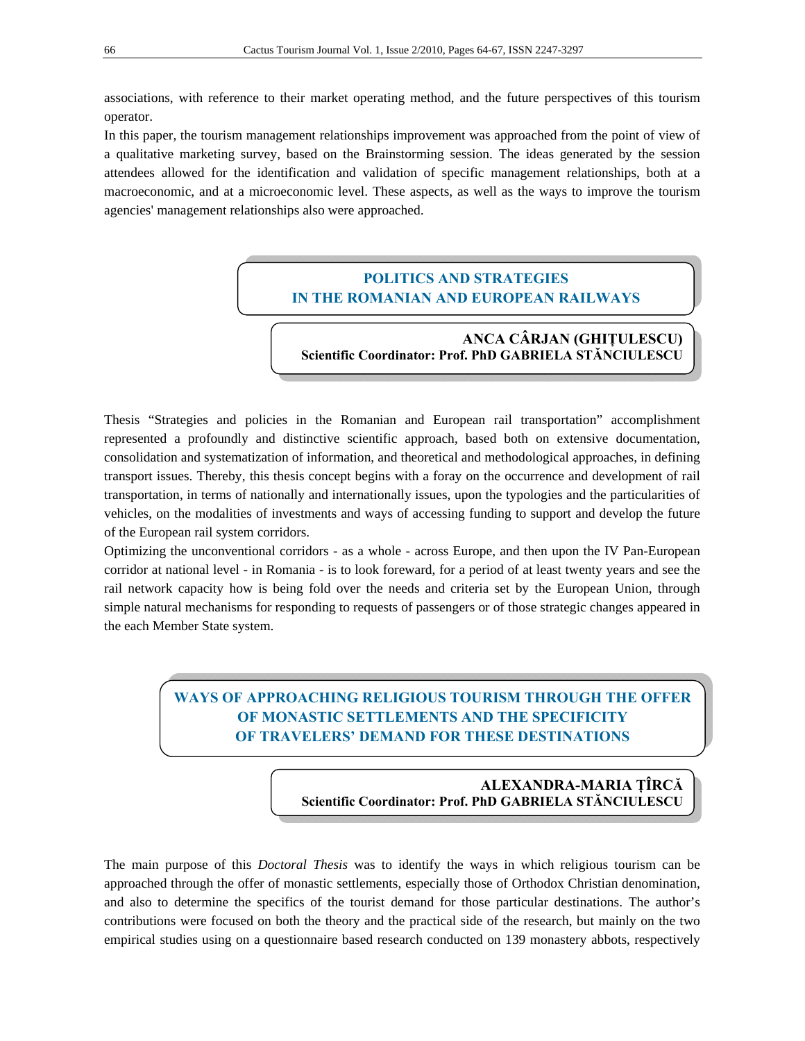associations, with reference to their market operating method, and the future perspectives of this tourism operator.

In this paper, the tourism management relationships improvement was approached from the point of view of a qualitative marketing survey, based on the Brainstorming session. The ideas generated by the session attendees allowed for the identification and validation of specific management relationships, both at a macroeconomic, and at a microeconomic level. These aspects, as well as the ways to improve the tourism agencies' management relationships also were approached.

## POLITICS AND STRATEGIES IN THE ROMANIAN AND EUROPEAN RAILWAYS

**ANCA CÂRJAN (GHIȚULESCU)**
**Scientific Coordinator: Prof. PhD GABRIELA STĂNCIULESCU**

Thesis "Strategies and policies in the Romanian and European rail transportation" accomplishment represented a profoundly and distinctive scientific approach, based both on extensive documentation, consolidation and systematization of information, and theoretical and methodological approaches, in defining transport issues. Thereby, this thesis concept begins with a foray on the occurrence and development of rail transportation, in terms of nationally and internationally issues, upon the typologies and the particularities of vehicles, on the modalities of investments and ways of accessing funding to support and develop the future of the European rail system corridors.

Optimizing the unconventional corridors - as a whole - across Europe, and then upon the IV Pan-European corridor at national level - in Romania - is to look foreward, for a period of at least twenty years and see the rail network capacity how is being fold over the needs and criteria set by the European Union, through simple natural mechanisms for responding to requests of passengers or of those strategic changes appeared in the each Member State system.

## WAYS OF APPROACHING RELIGIOUS TOURISM THROUGH THE OFFER OF MONASTIC SETTLEMENTS AND THE SPECIFICITY OF TRAVELERS' DEMAND FOR THESE DESTINATIONS

**ALEXANDRA-MARIA ȚÎRCĂ**
**Scientific Coordinator: Prof. PhD GABRIELA STĂNCIULESCU**

The main purpose of this *Doctoral Thesis* was to identify the ways in which religious tourism can be approached through the offer of monastic settlements, especially those of Orthodox Christian denomination, and also to determine the specifics of the tourist demand for those particular destinations. The author's contributions were focused on both the theory and the practical side of the research, but mainly on the two empirical studies using on a questionnaire based research conducted on 139 monastery abbots, respectively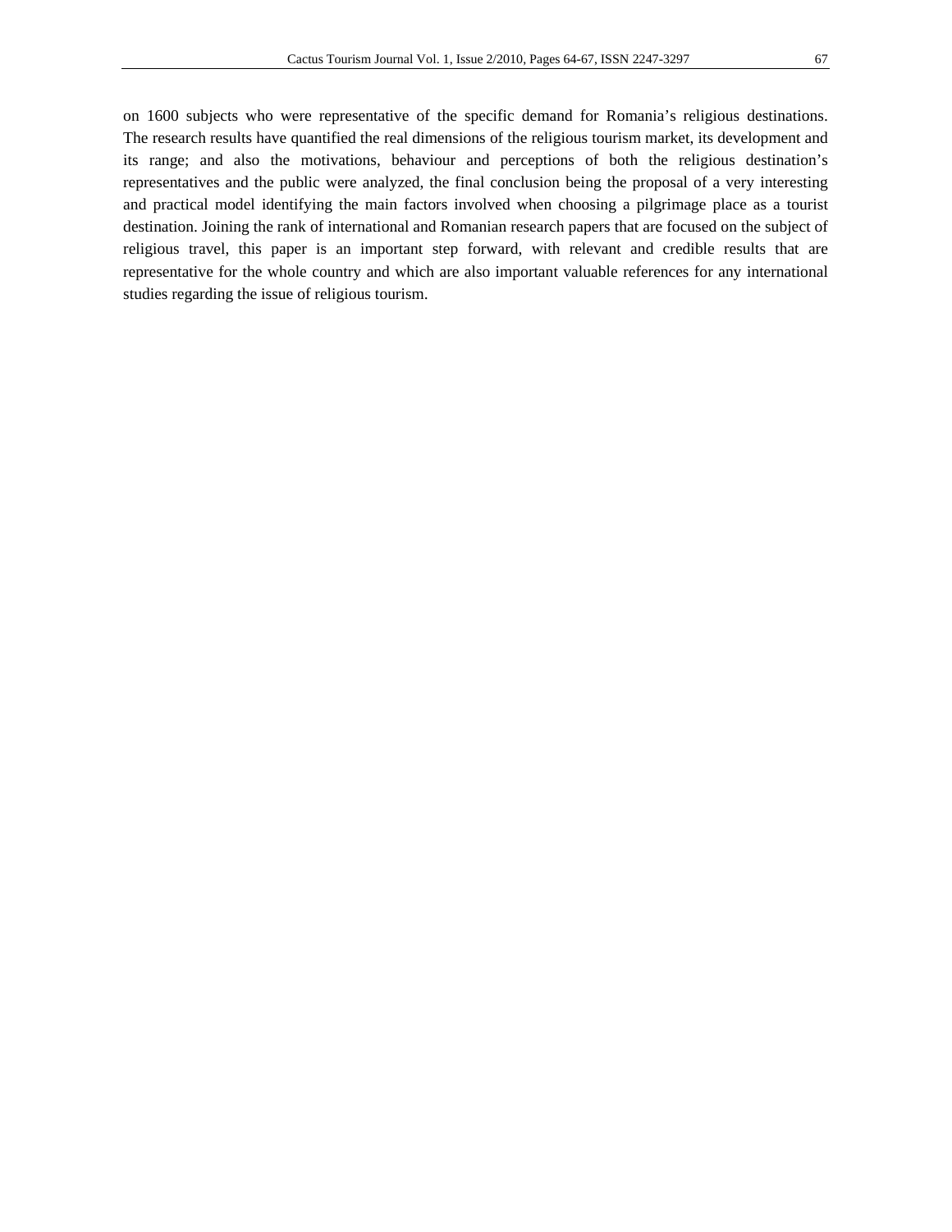on 1600 subjects who were representative of the specific demand for Romania's religious destinations. The research results have quantified the real dimensions of the religious tourism market, its development and its range; and also the motivations, behaviour and perceptions of both the religious destination's representatives and the public were analyzed, the final conclusion being the proposal of a very interesting and practical model identifying the main factors involved when choosing a pilgrimage place as a tourist destination. Joining the rank of international and Romanian research papers that are focused on the subject of religious travel, this paper is an important step forward, with relevant and credible results that are representative for the whole country and which are also important valuable references for any international studies regarding the issue of religious tourism.